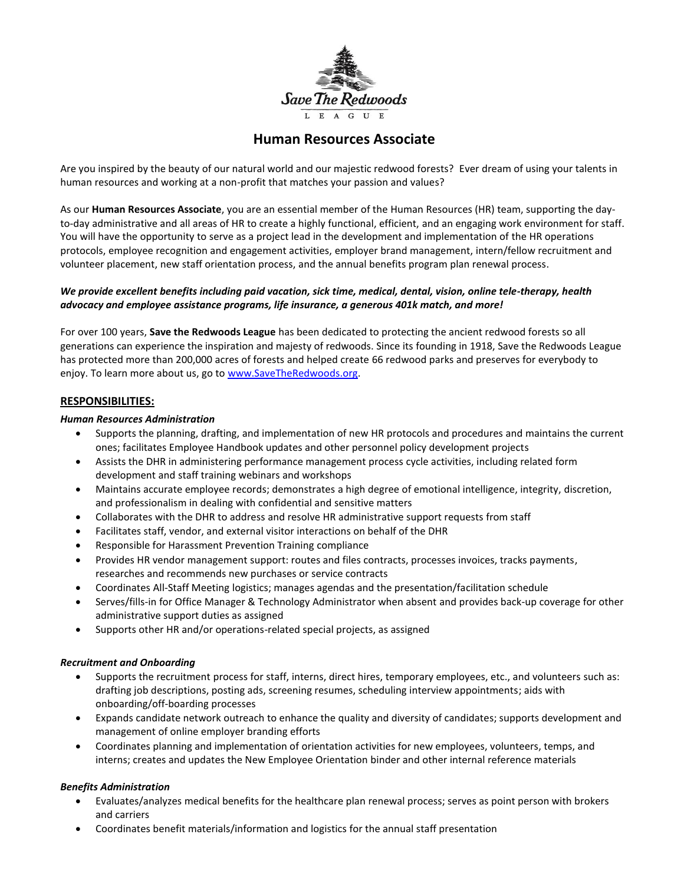Save The Redwoods
L E A G U E

# Human Resources Associate

Are you inspired by the beauty of our natural world and our majestic redwood forests? Ever dream of using your talents in human resources and working at a non-profit that matches your passion and values?

As our **Human Resources Associate**, you are an essential member of the Human Resources (HR) team, supporting the day-to-day administrative and all areas of HR to create a highly functional, efficient, and an engaging work environment for staff. You will have the opportunity to serve as a project lead in the development and implementation of the HR operations protocols, employee recognition and engagement activities, employer brand management, intern/fellow recruitment and volunteer placement, new staff orientation process, and the annual benefits program plan renewal process.

***We provide excellent benefits including paid vacation, sick time, medical, dental, vision, online tele-therapy, health advocacy and employee assistance programs, life insurance, a generous 401k match, and more!***

For over 100 years, **Save the Redwoods League** has been dedicated to protecting the ancient redwood forests so all generations can experience the inspiration and majesty of redwoods. Since its founding in 1918, Save the Redwoods League has protected more than 200,000 acres of forests and helped create 66 redwood parks and preserves for everybody to enjoy. To learn more about us, go to [www.SaveTheRedwoods.org](http://www.SaveTheRedwoods.org).

## RESPONSIBILITIES:

***Human Resources Administration***

- Supports the planning, drafting, and implementation of new HR protocols and procedures and maintains the current ones; facilitates Employee Handbook updates and other personnel policy development projects
- Assists the DHR in administering performance management process cycle activities, including related form development and staff training webinars and workshops
- Maintains accurate employee records; demonstrates a high degree of emotional intelligence, integrity, discretion, and professionalism in dealing with confidential and sensitive matters
- Collaborates with the DHR to address and resolve HR administrative support requests from staff
- Facilitates staff, vendor, and external visitor interactions on behalf of the DHR
- Responsible for Harassment Prevention Training compliance
- Provides HR vendor management support: routes and files contracts, processes invoices, tracks payments, researches and recommends new purchases or service contracts
- Coordinates All-Staff Meeting logistics; manages agendas and the presentation/facilitation schedule
- Serves/fills-in for Office Manager & Technology Administrator when absent and provides back-up coverage for other administrative support duties as assigned
- Supports other HR and/or operations-related special projects, as assigned

***Recruitment and Onboarding***

- Supports the recruitment process for staff, interns, direct hires, temporary employees, etc., and volunteers such as: drafting job descriptions, posting ads, screening resumes, scheduling interview appointments; aids with onboarding/off-boarding processes
- Expands candidate network outreach to enhance the quality and diversity of candidates; supports development and management of online employer branding efforts
- Coordinates planning and implementation of orientation activities for new employees, volunteers, temps, and interns; creates and updates the New Employee Orientation binder and other internal reference materials

***Benefits Administration***

- Evaluates/analyzes medical benefits for the healthcare plan renewal process; serves as point person with brokers and carriers
- Coordinates benefit materials/information and logistics for the annual staff presentation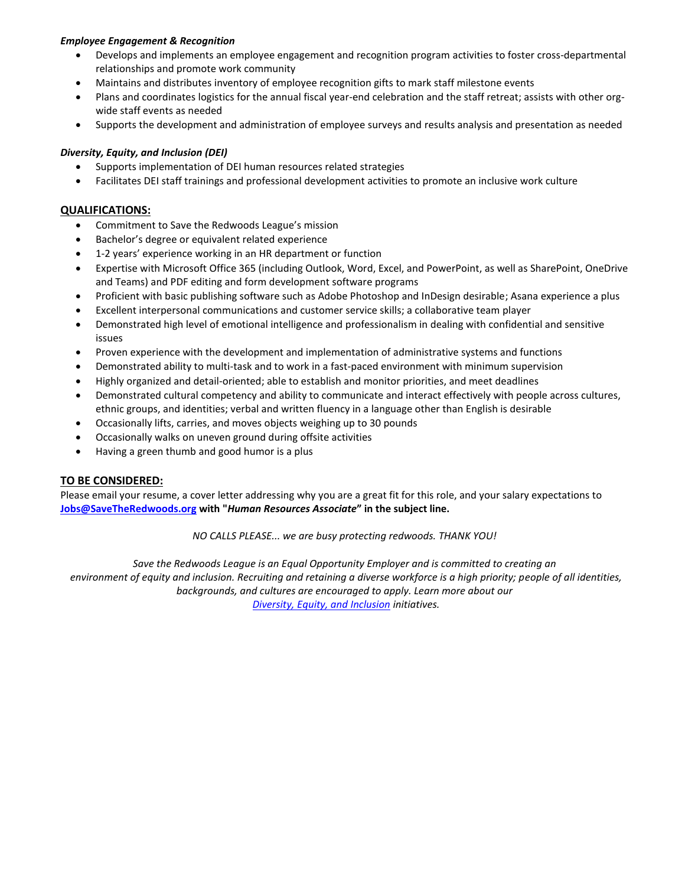***Employee Engagement & Recognition***

- Develops and implements an employee engagement and recognition program activities to foster cross-departmental relationships and promote work community
- Maintains and distributes inventory of employee recognition gifts to mark staff milestone events
- Plans and coordinates logistics for the annual fiscal year-end celebration and the staff retreat; assists with other org-wide staff events as needed
- Supports the development and administration of employee surveys and results analysis and presentation as needed

***Diversity, Equity, and Inclusion (DEI)***

- Supports implementation of DEI human resources related strategies
- Facilitates DEI staff trainings and professional development activities to promote an inclusive work culture

## QUALIFICATIONS:

- Commitment to Save the Redwoods League's mission
- Bachelor's degree or equivalent related experience
- 1-2 years' experience working in an HR department or function
- Expertise with Microsoft Office 365 (including Outlook, Word, Excel, and PowerPoint, as well as SharePoint, OneDrive and Teams) and PDF editing and form development software programs
- Proficient with basic publishing software such as Adobe Photoshop and InDesign desirable; Asana experience a plus
- Excellent interpersonal communications and customer service skills; a collaborative team player
- Demonstrated high level of emotional intelligence and professionalism in dealing with confidential and sensitive issues
- Proven experience with the development and implementation of administrative systems and functions
- Demonstrated ability to multi-task and to work in a fast-paced environment with minimum supervision
- Highly organized and detail-oriented; able to establish and monitor priorities, and meet deadlines
- Demonstrated cultural competency and ability to communicate and interact effectively with people across cultures, ethnic groups, and identities; verbal and written fluency in a language other than English is desirable
- Occasionally lifts, carries, and moves objects weighing up to 30 pounds
- Occasionally walks on uneven ground during offsite activities
- Having a green thumb and good humor is a plus

## TO BE CONSIDERED:

Please email your resume, a cover letter addressing why you are a great fit for this role, and your salary expectations to **Jobs@SaveTheRedwoods.org with "*Human Resources Associate*" in the subject line.**

*NO CALLS PLEASE... we are busy protecting redwoods. THANK YOU!*

*Save the Redwoods League is an Equal Opportunity Employer and is committed to creating an environment of equity and inclusion. Recruiting and retaining a diverse workforce is a high priority; people of all identities, backgrounds, and cultures are encouraged to apply. Learn more about our Diversity, Equity, and Inclusion initiatives.*